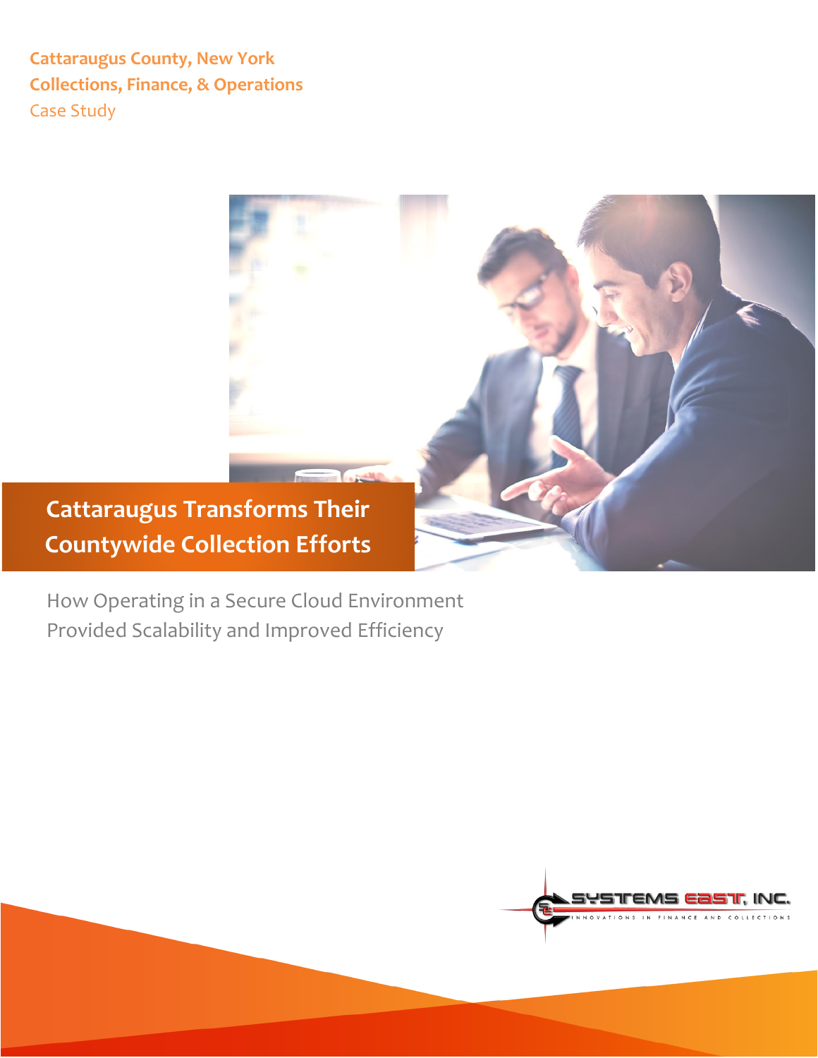**Cattaraugus County, New York**

**Collections, Finance, & Operations**

Case Study

# Cattaraugus Transforms Their Countywide Collection Efforts

How Operating in a Secure Cloud Environment Provided Scalability and Improved Efficiency

SYSTEMS EAST, INC.

INNOVATIONS IN FINANCE AND COLLECTIONS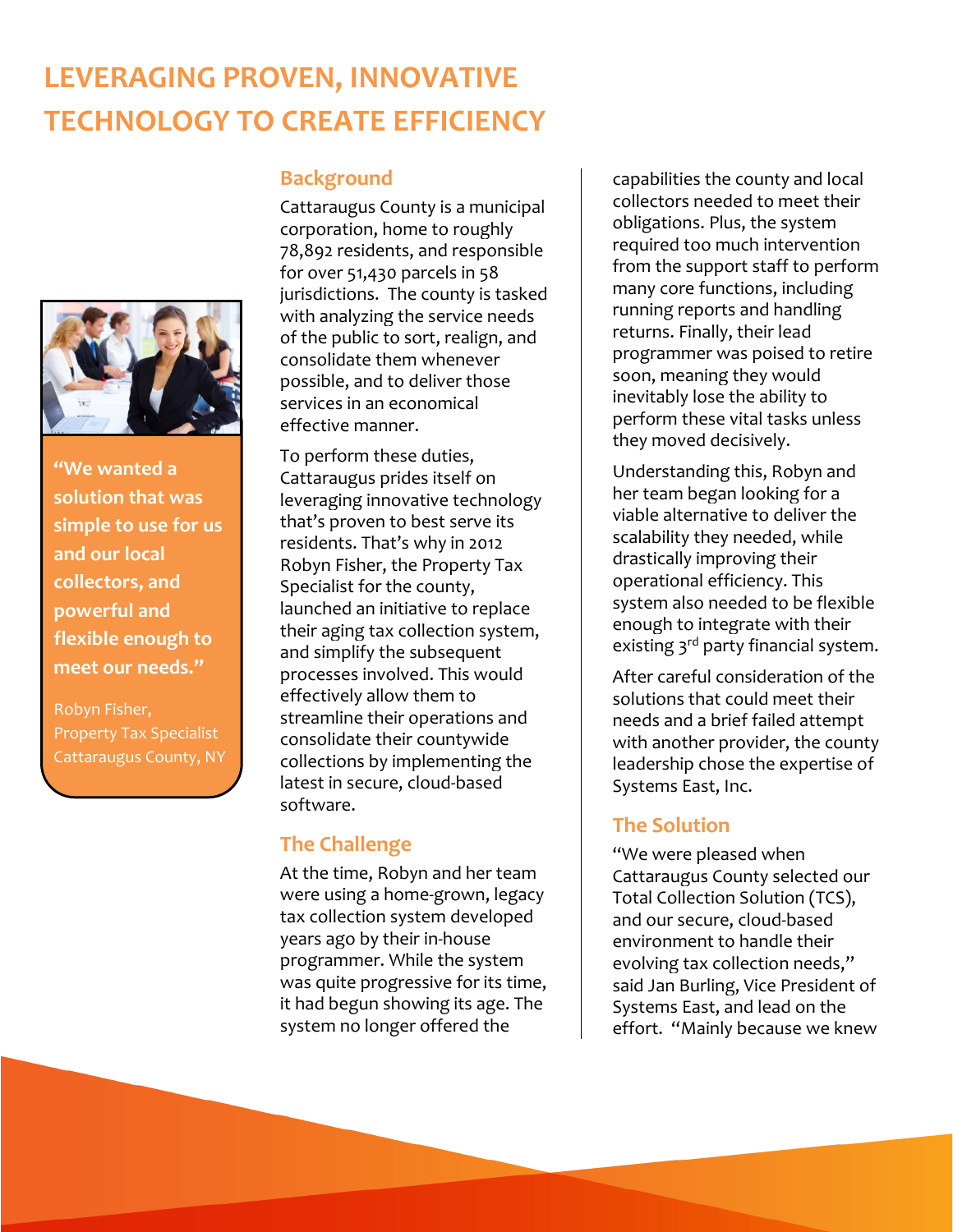# LEVERAGING PROVEN, INNOVATIVE TECHNOLOGY TO CREATE EFFICIENCY

**"We wanted a solution that was simple to use for us and our local collectors, and powerful and flexible enough to meet our needs."**

Robyn Fisher,
Property Tax Specialist
Cattaraugus County, NY

## Background

Cattaraugus County is a municipal corporation, home to roughly 78,892 residents, and responsible for over 51,430 parcels in 58 jurisdictions. The county is tasked with analyzing the service needs of the public to sort, realign, and consolidate them whenever possible, and to deliver those services in an economical effective manner.

To perform these duties, Cattaraugus prides itself on leveraging innovative technology that's proven to best serve its residents. That's why in 2012 Robyn Fisher, the Property Tax Specialist for the county, launched an initiative to replace their aging tax collection system, and simplify the subsequent processes involved. This would effectively allow them to streamline their operations and consolidate their countywide collections by implementing the latest in secure, cloud-based software.

## The Challenge

At the time, Robyn and her team were using a home-grown, legacy tax collection system developed years ago by their in-house programmer. While the system was quite progressive for its time, it had begun showing its age. The system no longer offered the capabilities the county and local collectors needed to meet their obligations. Plus, the system required too much intervention from the support staff to perform many core functions, including running reports and handling returns. Finally, their lead programmer was poised to retire soon, meaning they would inevitably lose the ability to perform these vital tasks unless they moved decisively.

Understanding this, Robyn and her team began looking for a viable alternative to deliver the scalability they needed, while drastically improving their operational efficiency. This system also needed to be flexible enough to integrate with their existing 3rd party financial system.

After careful consideration of the solutions that could meet their needs and a brief failed attempt with another provider, the county leadership chose the expertise of Systems East, Inc.

## The Solution

"We were pleased when Cattaraugus County selected our Total Collection Solution (TCS), and our secure, cloud-based environment to handle their evolving tax collection needs," said Jan Burling, Vice President of Systems East, and lead on the effort. "Mainly because we knew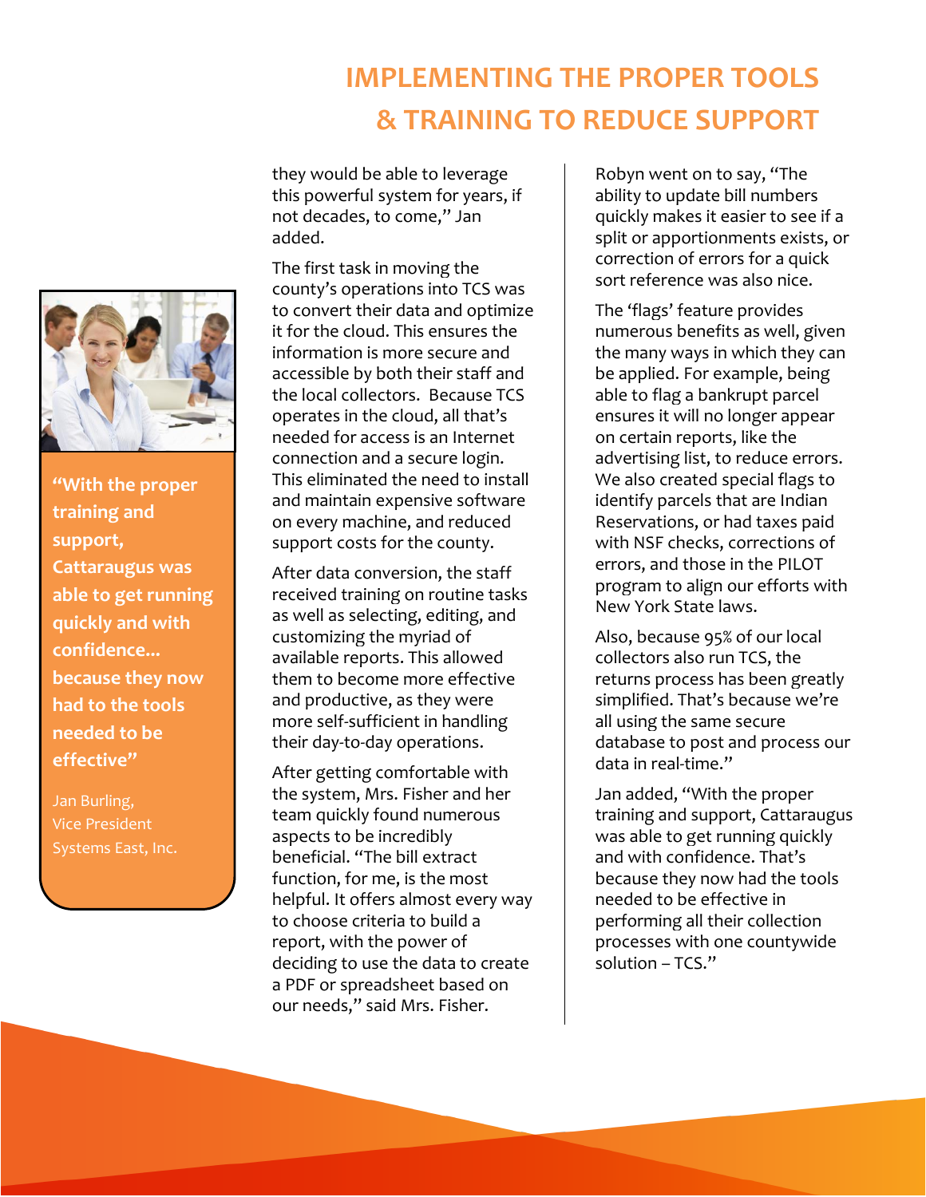# IMPLEMENTING THE PROPER TOOLS & TRAINING TO REDUCE SUPPORT

> **"With the proper training and support, Cattaraugus was able to get running quickly and with confidence... because they now had to the tools needed to be effective"**
>
> Jan Burling,
> Vice President
> Systems East, Inc.

they would be able to leverage this powerful system for years, if not decades, to come," Jan added.

The first task in moving the county's operations into TCS was to convert their data and optimize it for the cloud. This ensures the information is more secure and accessible by both their staff and the local collectors. Because TCS operates in the cloud, all that's needed for access is an Internet connection and a secure login. This eliminated the need to install and maintain expensive software on every machine, and reduced support costs for the county.

After data conversion, the staff received training on routine tasks as well as selecting, editing, and customizing the myriad of available reports. This allowed them to become more effective and productive, as they were more self-sufficient in handling their day-to-day operations.

After getting comfortable with the system, Mrs. Fisher and her team quickly found numerous aspects to be incredibly beneficial. "The bill extract function, for me, is the most helpful. It offers almost every way to choose criteria to build a report, with the power of deciding to use the data to create a PDF or spreadsheet based on our needs," said Mrs. Fisher.

Robyn went on to say, "The ability to update bill numbers quickly makes it easier to see if a split or apportionments exists, or correction of errors for a quick sort reference was also nice.

The 'flags' feature provides numerous benefits as well, given the many ways in which they can be applied. For example, being able to flag a bankrupt parcel ensures it will no longer appear on certain reports, like the advertising list, to reduce errors. We also created special flags to identify parcels that are Indian Reservations, or had taxes paid with NSF checks, corrections of errors, and those in the PILOT program to align our efforts with New York State laws.

Also, because 95% of our local collectors also run TCS, the returns process has been greatly simplified. That's because we're all using the same secure database to post and process our data in real-time."

Jan added, "With the proper training and support, Cattaraugus was able to get running quickly and with confidence. That's because they now had the tools needed to be effective in performing all their collection processes with one countywide solution – TCS."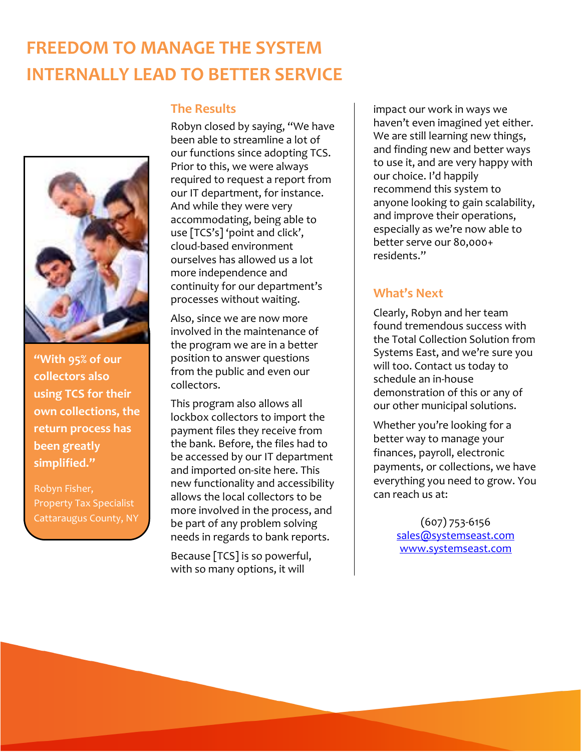# FREEDOM TO MANAGE THE SYSTEM INTERNALLY LEAD TO BETTER SERVICE

> **"With 95% of our collectors also using TCS for their own collections, the return process has been greatly simplified."**
>
> Robyn Fisher,
> Property Tax Specialist
> Cattaraugus County, NY

## The Results

Robyn closed by saying, "We have been able to streamline a lot of our functions since adopting TCS. Prior to this, we were always required to request a report from our IT department, for instance. And while they were very accommodating, being able to use [TCS's] 'point and click', cloud-based environment ourselves has allowed us a lot more independence and continuity for our department's processes without waiting.

Also, since we are now more involved in the maintenance of the program we are in a better position to answer questions from the public and even our collectors.

This program also allows all lockbox collectors to import the payment files they receive from the bank. Before, the files had to be accessed by our IT department and imported on-site here. This new functionality and accessibility allows the local collectors to be more involved in the process, and be part of any problem solving needs in regards to bank reports.

Because [TCS] is so powerful, with so many options, it will impact our work in ways we haven't even imagined yet either. We are still learning new things, and finding new and better ways to use it, and are very happy with our choice. I'd happily recommend this system to anyone looking to gain scalability, and improve their operations, especially as we're now able to better serve our 80,000+ residents."

## What's Next

Clearly, Robyn and her team found tremendous success with the Total Collection Solution from Systems East, and we're sure you will too. Contact us today to schedule an in-house demonstration of this or any of our other municipal solutions.

Whether you're looking for a better way to manage your finances, payroll, electronic payments, or collections, we have everything you need to grow. You can reach us at:

(607) 753-6156
sales@systemseast.com
www.systemseast.com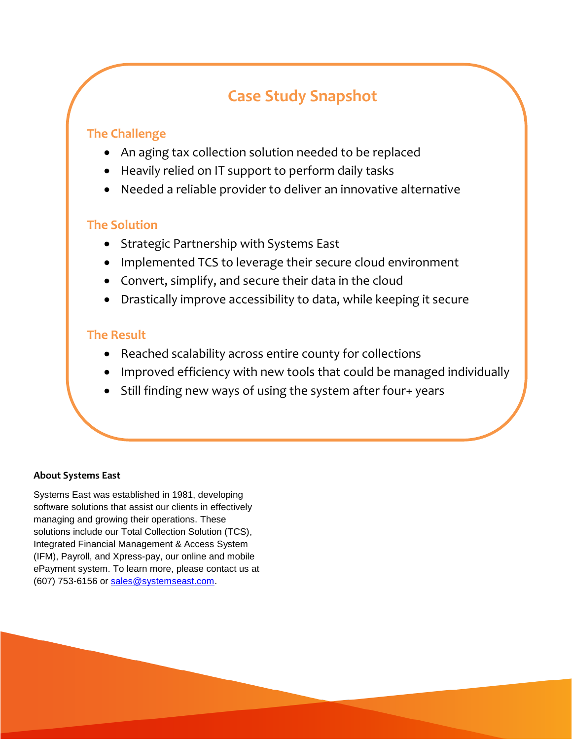## Case Study Snapshot

### The Challenge

- An aging tax collection solution needed to be replaced
- Heavily relied on IT support to perform daily tasks
- Needed a reliable provider to deliver an innovative alternative

### The Solution

- Strategic Partnership with Systems East
- Implemented TCS to leverage their secure cloud environment
- Convert, simplify, and secure their data in the cloud
- Drastically improve accessibility to data, while keeping it secure

### The Result

- Reached scalability across entire county for collections
- Improved efficiency with new tools that could be managed individually
- Still finding new ways of using the system after four+ years

**About Systems East**

Systems East was established in 1981, developing software solutions that assist our clients in effectively managing and growing their operations. These solutions include our Total Collection Solution (TCS), Integrated Financial Management & Access System (IFM), Payroll, and Xpress-pay, our online and mobile ePayment system. To learn more, please contact us at (607) 753-6156 or sales@systemseast.com.